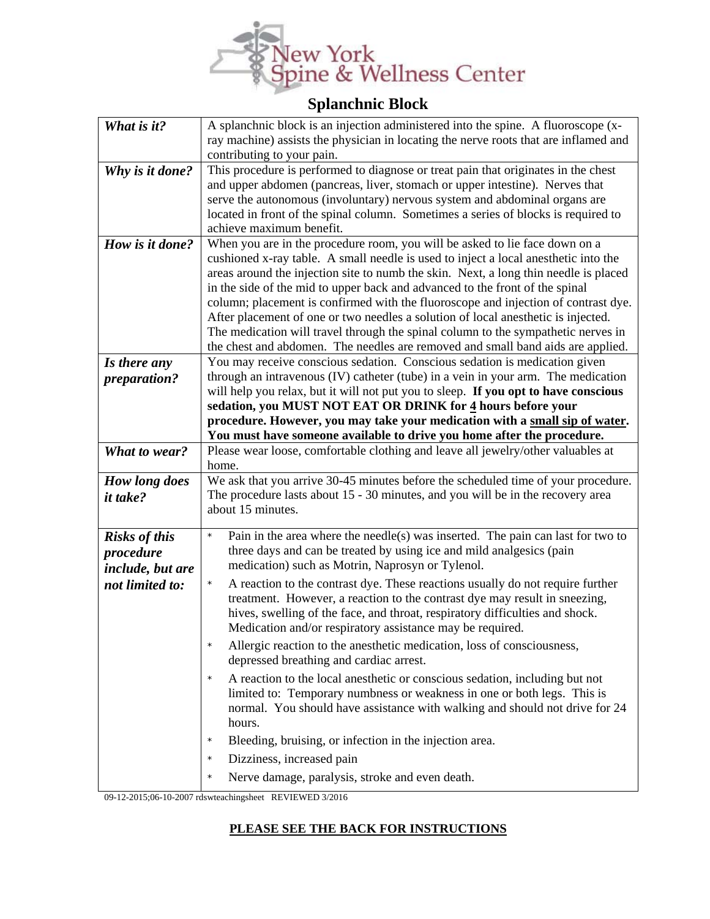# New York Spine & Wellness Center

## Splanchnic Block

| | |
|---|---|
| ***What is it?*** | A splanchnic block is an injection administered into the spine. A fluoroscope (x-ray machine) assists the physician in locating the nerve roots that are inflamed and contributing to your pain. |
| ***Why is it done?*** | This procedure is performed to diagnose or treat pain that originates in the chest and upper abdomen (pancreas, liver, stomach or upper intestine). Nerves that serve the autonomous (involuntary) nervous system and abdominal organs are located in front of the spinal column. Sometimes a series of blocks is required to achieve maximum benefit. |
| ***How is it done?*** | When you are in the procedure room, you will be asked to lie face down on a cushioned x-ray table. A small needle is used to inject a local anesthetic into the areas around the injection site to numb the skin. Next, a long thin needle is placed in the side of the mid to upper back and advanced to the front of the spinal column; placement is confirmed with the fluoroscope and injection of contrast dye. After placement of one or two needles a solution of local anesthetic is injected. The medication will travel through the spinal column to the sympathetic nerves in the chest and abdomen. The needles are removed and small band aids are applied. |
| ***Is there any preparation?*** | You may receive conscious sedation. Conscious sedation is medication given through an intravenous (IV) catheter (tube) in a vein in your arm. The medication will help you relax, but it will not put you to sleep. **If you opt to have conscious sedation, you MUST NOT EAT OR DRINK for <u>4</u> hours before your procedure. However, you may take your medication with a <u>small sip of water</u>. You must have someone available to drive you home after the procedure.** |
| ***What to wear?*** | Please wear loose, comfortable clothing and leave all jewelry/other valuables at home. |
| ***How long does it take?*** | We ask that you arrive 30-45 minutes before the scheduled time of your procedure. The procedure lasts about 15 - 30 minutes, and you will be in the recovery area about 15 minutes. |
| ***Risks of this procedure include, but are not limited to:*** | * Pain in the area where the needle(s) was inserted. The pain can last for two to three days and can be treated by using ice and mild analgesics (pain medication) such as Motrin, Naprosyn or Tylenol.<br>* A reaction to the contrast dye. These reactions usually do not require further treatment. However, a reaction to the contrast dye may result in sneezing, hives, swelling of the face, and throat, respiratory difficulties and shock. Medication and/or respiratory assistance may be required.<br>* Allergic reaction to the anesthetic medication, loss of consciousness, depressed breathing and cardiac arrest.<br>* A reaction to the local anesthetic or conscious sedation, including but not limited to: Temporary numbness or weakness in one or both legs. This is normal. You should have assistance with walking and should not drive for 24 hours.<br>* Bleeding, bruising, or infection in the injection area.<br>* Dizziness, increased pain<br>* Nerve damage, paralysis, stroke and even death. |

09-12-2015;06-10-2007 rdswteachingsheet REVIEWED 3/2016

**<u>PLEASE SEE THE BACK FOR INSTRUCTIONS</u>**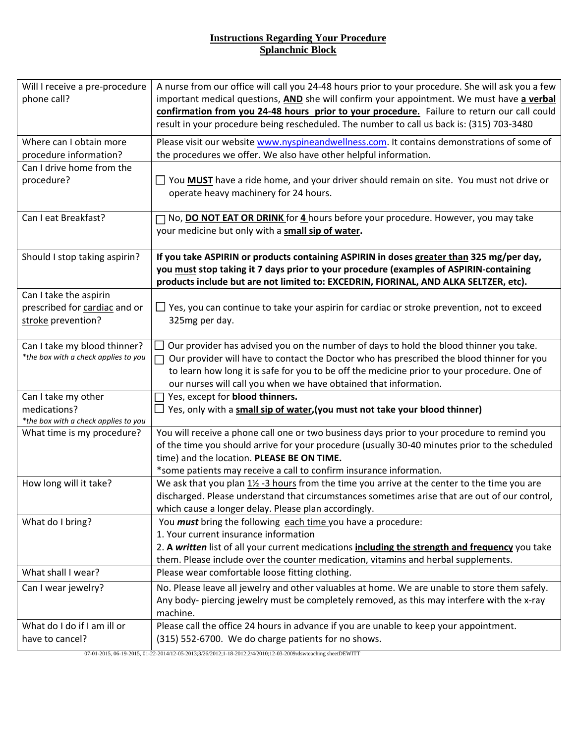# Instructions Regarding Your Procedure
## Splanchnic Block

| | |
|---|---|
| Will I receive a pre-procedure phone call? | A nurse from our office will call you 24-48 hours prior to your procedure. She will ask you a few important medical questions, **AND** she will confirm your appointment. We must have **a verbal confirmation from you 24-48 hours prior to your procedure.** Failure to return our call could result in your procedure being rescheduled. The number to call us back is: (315) 703-3480 |
| Where can I obtain more procedure information? | Please visit our website www.nyspineandwellness.com. It contains demonstrations of some of the procedures we offer. We also have other helpful information. |
| Can I drive home from the procedure? | ☐ You **MUST** have a ride home, and your driver should remain on site. You must not drive or operate heavy machinery for 24 hours. |
| Can I eat Breakfast? | ☐ No, **DO NOT EAT OR DRINK** for **4** hours before your procedure. However, you may take your medicine but only with a **small sip of water.** |
| Should I stop taking aspirin? | **If you take ASPIRIN or products containing ASPIRIN in doses greater than 325 mg/per day, you must stop taking it 7 days prior to your procedure (examples of ASPIRIN-containing products include but are not limited to: EXCEDRIN, FIORINAL, AND ALKA SELTZER, etc).** |
| Can I take the aspirin prescribed for cardiac and or stroke prevention? | ☐ Yes, you can continue to take your aspirin for cardiac or stroke prevention, not to exceed 325mg per day. |
| Can I take my blood thinner? *\*the box with a check applies to you* | ☐ Our provider has advised you on the number of days to hold the blood thinner you take.<br>☐ Our provider will have to contact the Doctor who has prescribed the blood thinner for you to learn how long it is safe for you to be off the medicine prior to your procedure. One of our nurses will call you when we have obtained that information. |
| Can I take my other medications? *\*the box with a check applies to you* | ☐ Yes, except for **blood thinners.**<br>☐ Yes, only with a **small sip of water,(you must not take your blood thinner)** |
| What time is my procedure? | You will receive a phone call one or two business days prior to your procedure to remind you of the time you should arrive for your procedure (usually 30-40 minutes prior to the scheduled time) and the location. **PLEASE BE ON TIME.**<br>\*some patients may receive a call to confirm insurance information. |
| How long will it take? | We ask that you plan 1½ -3 hours from the time you arrive at the center to the time you are discharged. Please understand that circumstances sometimes arise that are out of our control, which cause a longer delay. Please plan accordingly. |
| What do I bring? | You ***must*** bring the following each time you have a procedure:<br>1. Your current insurance information<br>2. **A *written*** list of all your current medications **including the strength and frequency** you take them. Please include over the counter medication, vitamins and herbal supplements. |
| What shall I wear? | Please wear comfortable loose fitting clothing. |
| Can I wear jewelry? | No. Please leave all jewelry and other valuables at home. We are unable to store them safely. Any body- piercing jewelry must be completely removed, as this may interfere with the x-ray machine. |
| What do I do if I am ill or have to cancel? | Please call the office 24 hours in advance if you are unable to keep your appointment. (315) 552-6700. We do charge patients for no shows. |

07-01-2015, 06-19-2015, 01-22-2014/12-05-2013;3/26/2012;1-18-2012;2/4/2010;12-03-2009rdswteaching sheetDEWITT